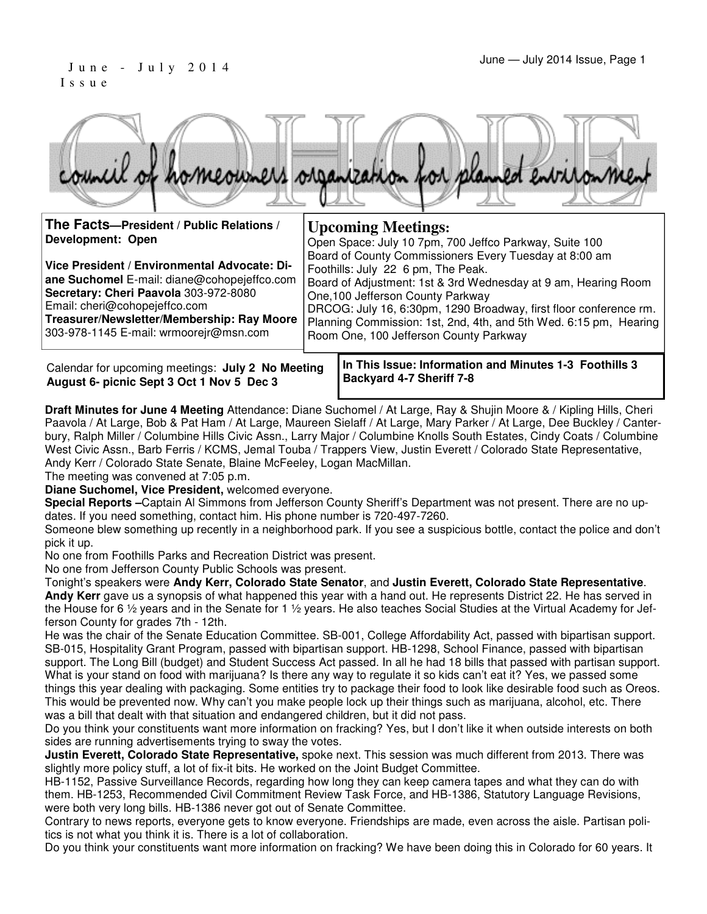June - July 2014 Issue

# COHOPE

council of homeowners organization for planned environment

**The Facts—President / Public Relations / Development: Open**

**Vice President / Environmental Advocate: Diane Suchomel** E-mail: diane@cohopejeffco.com
**Secretary: Cheri Paavola** 303-972-8080
Email: cheri@cohopejeffco.com
**Treasurer/Newsletter/Membership: Ray Moore** 303-978-1145 E-mail: wrmoorejr@msn.com

## Upcoming Meetings:

Open Space: July 10 7pm, 700 Jeffco Parkway, Suite 100
Board of County Commissioners Every Tuesday at 8:00 am
Foothills: July 22 6 pm, The Peak.
Board of Adjustment: 1st & 3rd Wednesday at 9 am, Hearing Room One,100 Jefferson County Parkway
DRCOG: July 16, 6:30pm, 1290 Broadway, first floor conference rm.
Planning Commission: 1st, 2nd, 4th, and 5th Wed. 6:15 pm, Hearing Room One, 100 Jefferson County Parkway

Calendar for upcoming meetings: **July 2 No Meeting August 6- picnic Sept 3 Oct 1 Nov 5 Dec 3**

**In This Issue: Information and Minutes 1-3 Foothills 3 Backyard 4-7 Sheriff 7-8**

**Draft Minutes for June 4 Meeting** Attendance: Diane Suchomel / At Large, Ray & Shujin Moore & / Kipling Hills, Cheri Paavola / At Large, Bob & Pat Ham / At Large, Maureen Sielaff / At Large, Mary Parker / At Large, Dee Buckley / Canterbury, Ralph Miller / Columbine Hills Civic Assn., Larry Major / Columbine Knolls South Estates, Cindy Coats / Columbine West Civic Assn., Barb Ferris / KCMS, Jemal Touba / Trappers View, Justin Everett / Colorado State Representative, Andy Kerr / Colorado State Senate, Blaine McFeeley, Logan MacMillan.

The meeting was convened at 7:05 p.m.

**Diane Suchomel, Vice President,** welcomed everyone.

**Special Reports –**Captain Al Simmons from Jefferson County Sheriff's Department was not present. There are no updates. If you need something, contact him. His phone number is 720-497-7260.

Someone blew something up recently in a neighborhood park. If you see a suspicious bottle, contact the police and don't pick it up.

No one from Foothills Parks and Recreation District was present.

No one from Jefferson County Public Schools was present.

Tonight's speakers were **Andy Kerr, Colorado State Senator**, and **Justin Everett, Colorado State Representative**.

**Andy Kerr** gave us a synopsis of what happened this year with a hand out. He represents District 22. He has served in the House for 6 ½ years and in the Senate for 1 ½ years. He also teaches Social Studies at the Virtual Academy for Jefferson County for grades 7th - 12th.

He was the chair of the Senate Education Committee. SB-001, College Affordability Act, passed with bipartisan support. SB-015, Hospitality Grant Program, passed with bipartisan support. HB-1298, School Finance, passed with bipartisan support. The Long Bill (budget) and Student Success Act passed. In all he had 18 bills that passed with partisan support.

What is your stand on food with marijuana? Is there any way to regulate it so kids can't eat it? Yes, we passed some things this year dealing with packaging. Some entities try to package their food to look like desirable food such as Oreos. This would be prevented now. Why can't you make people lock up their things such as marijuana, alcohol, etc. There was a bill that dealt with that situation and endangered children, but it did not pass.

Do you think your constituents want more information on fracking? Yes, but I don't like it when outside interests on both sides are running advertisements trying to sway the votes.

**Justin Everett, Colorado State Representative,** spoke next. This session was much different from 2013. There was slightly more policy stuff, a lot of fix-it bits. He worked on the Joint Budget Committee.

HB-1152, Passive Surveillance Records, regarding how long they can keep camera tapes and what they can do with them. HB-1253, Recommended Civil Commitment Review Task Force, and HB-1386, Statutory Language Revisions, were both very long bills. HB-1386 never got out of Senate Committee.

Contrary to news reports, everyone gets to know everyone. Friendships are made, even across the aisle. Partisan politics is not what you think it is. There is a lot of collaboration.

Do you think your constituents want more information on fracking? We have been doing this in Colorado for 60 years. It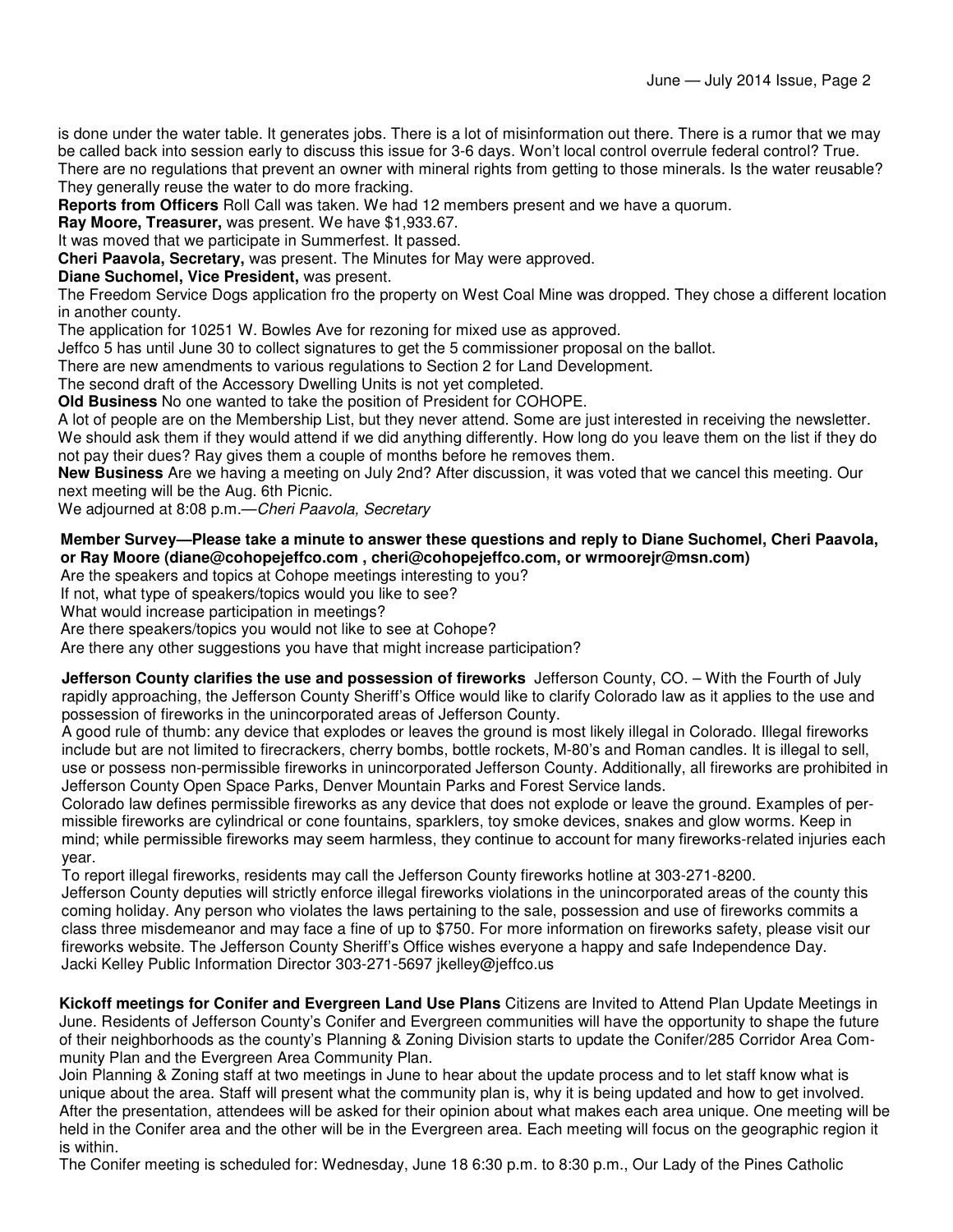is done under the water table. It generates jobs. There is a lot of misinformation out there. There is a rumor that we may be called back into session early to discuss this issue for 3-6 days. Won't local control overrule federal control? True. There are no regulations that prevent an owner with mineral rights from getting to those minerals. Is the water reusable? They generally reuse the water to do more fracking.

**Reports from Officers** Roll Call was taken. We had 12 members present and we have a quorum.

**Ray Moore, Treasurer,** was present. We have $1,933.67.

It was moved that we participate in Summerfest. It passed.

**Cheri Paavola, Secretary,** was present. The Minutes for May were approved.

**Diane Suchomel, Vice President,** was present.

The Freedom Service Dogs application fro the property on West Coal Mine was dropped. They chose a different location in another county.

The application for 10251 W. Bowles Ave for rezoning for mixed use as approved.

Jeffco 5 has until June 30 to collect signatures to get the 5 commissioner proposal on the ballot.

There are new amendments to various regulations to Section 2 for Land Development.

The second draft of the Accessory Dwelling Units is not yet completed.

**Old Business** No one wanted to take the position of President for COHOPE.

A lot of people are on the Membership List, but they never attend. Some are just interested in receiving the newsletter. We should ask them if they would attend if we did anything differently. How long do you leave them on the list if they do not pay their dues? Ray gives them a couple of months before he removes them.

**New Business** Are we having a meeting on July 2nd? After discussion, it was voted that we cancel this meeting. Our next meeting will be the Aug. 6th Picnic.

We adjourned at 8:08 p.m.—*Cheri Paavola, Secretary*

**Member Survey—Please take a minute to answer these questions and reply to Diane Suchomel, Cheri Paavola, or Ray Moore (diane@cohopejeffco.com , cheri@cohopejeffco.com, or wrmoorejr@msn.com)**

Are the speakers and topics at Cohope meetings interesting to you?

If not, what type of speakers/topics would you like to see?

What would increase participation in meetings?

Are there speakers/topics you would not like to see at Cohope?

Are there any other suggestions you have that might increase participation?

**Jefferson County clarifies the use and possession of fireworks** Jefferson County, CO. – With the Fourth of July rapidly approaching, the Jefferson County Sheriff's Office would like to clarify Colorado law as it applies to the use and possession of fireworks in the unincorporated areas of Jefferson County.

A good rule of thumb: any device that explodes or leaves the ground is most likely illegal in Colorado. Illegal fireworks include but are not limited to firecrackers, cherry bombs, bottle rockets, M-80's and Roman candles. It is illegal to sell, use or possess non-permissible fireworks in unincorporated Jefferson County. Additionally, all fireworks are prohibited in Jefferson County Open Space Parks, Denver Mountain Parks and Forest Service lands.

Colorado law defines permissible fireworks as any device that does not explode or leave the ground. Examples of permissible fireworks are cylindrical or cone fountains, sparklers, toy smoke devices, snakes and glow worms. Keep in mind; while permissible fireworks may seem harmless, they continue to account for many fireworks-related injuries each year.

To report illegal fireworks, residents may call the Jefferson County fireworks hotline at 303-271-8200.

Jefferson County deputies will strictly enforce illegal fireworks violations in the unincorporated areas of the county this coming holiday. Any person who violates the laws pertaining to the sale, possession and use of fireworks commits a class three misdemeanor and may face a fine of up to $750. For more information on fireworks safety, please visit our fireworks website. The Jefferson County Sheriff's Office wishes everyone a happy and safe Independence Day.

Jacki Kelley Public Information Director 303-271-5697 jkelley@jeffco.us

**Kickoff meetings for Conifer and Evergreen Land Use Plans** Citizens are Invited to Attend Plan Update Meetings in June. Residents of Jefferson County's Conifer and Evergreen communities will have the opportunity to shape the future of their neighborhoods as the county's Planning & Zoning Division starts to update the Conifer/285 Corridor Area Community Plan and the Evergreen Area Community Plan.

Join Planning & Zoning staff at two meetings in June to hear about the update process and to let staff know what is unique about the area. Staff will present what the community plan is, why it is being updated and how to get involved. After the presentation, attendees will be asked for their opinion about what makes each area unique. One meeting will be held in the Conifer area and the other will be in the Evergreen area. Each meeting will focus on the geographic region it is within.

The Conifer meeting is scheduled for: Wednesday, June 18 6:30 p.m. to 8:30 p.m., Our Lady of the Pines Catholic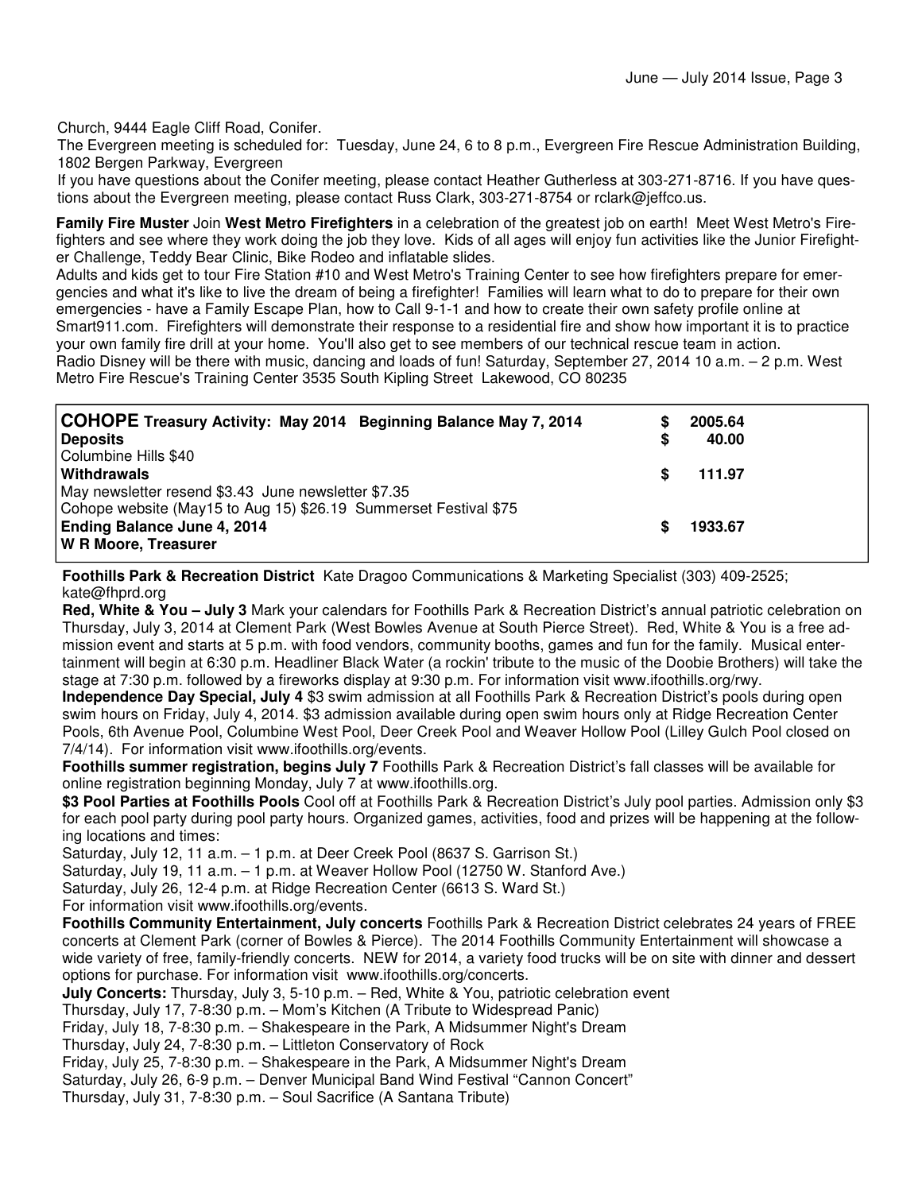Church, 9444 Eagle Cliff Road, Conifer.

The Evergreen meeting is scheduled for: Tuesday, June 24, 6 to 8 p.m., Evergreen Fire Rescue Administration Building, 1802 Bergen Parkway, Evergreen

If you have questions about the Conifer meeting, please contact Heather Gutherless at 303-271-8716. If you have questions about the Evergreen meeting, please contact Russ Clark, 303-271-8754 or rclark@jeffco.us.

**Family Fire Muster** Join **West Metro Firefighters** in a celebration of the greatest job on earth! Meet West Metro's Firefighters and see where they work doing the job they love. Kids of all ages will enjoy fun activities like the Junior Firefighter Challenge, Teddy Bear Clinic, Bike Rodeo and inflatable slides.

Adults and kids get to tour Fire Station #10 and West Metro's Training Center to see how firefighters prepare for emergencies and what it's like to live the dream of being a firefighter! Families will learn what to do to prepare for their own emergencies - have a Family Escape Plan, how to Call 9-1-1 and how to create their own safety profile online at Smart911.com. Firefighters will demonstrate their response to a residential fire and show how important it is to practice your own family fire drill at your home. You'll also get to see members of our technical rescue team in action.

Radio Disney will be there with music, dancing and loads of fun! Saturday, September 27, 2014 10 a.m. – 2 p.m. West Metro Fire Rescue's Training Center 3535 South Kipling Street Lakewood, CO 80235

| **COHOPE** **Treasury Activity: May 2014 Beginning Balance May 7, 2014** | **$ 2005.64** |
|---|---|
| **Deposits** | **$ 40.00** |
| Columbine Hills $40 | |
| **Withdrawals** | **$ 111.97** |
| May newsletter resend $3.43 June newsletter $7.35 | |
| Cohope website (May15 to Aug 15) $26.19 Summerset Festival $75 | |
| **Ending Balance June 4, 2014** | **$ 1933.67** |
| **W R Moore, Treasurer** | |

**Foothills Park & Recreation District** Kate Dragoo Communications & Marketing Specialist (303) 409-2525; kate@fhprd.org

**Red, White & You – July 3** Mark your calendars for Foothills Park & Recreation District's annual patriotic celebration on Thursday, July 3, 2014 at Clement Park (West Bowles Avenue at South Pierce Street). Red, White & You is a free admission event and starts at 5 p.m. with food vendors, community booths, games and fun for the family. Musical entertainment will begin at 6:30 p.m. Headliner Black Water (a rockin' tribute to the music of the Doobie Brothers) will take the stage at 7:30 p.m. followed by a fireworks display at 9:30 p.m. For information visit www.ifoothills.org/rwy.

**Independence Day Special, July 4** $3 swim admission at all Foothills Park & Recreation District's pools during open swim hours on Friday, July 4, 2014. $3 admission available during open swim hours only at Ridge Recreation Center Pools, 6th Avenue Pool, Columbine West Pool, Deer Creek Pool and Weaver Hollow Pool (Lilley Gulch Pool closed on 7/4/14). For information visit www.ifoothills.org/events.

**Foothills summer registration, begins July 7** Foothills Park & Recreation District's fall classes will be available for online registration beginning Monday, July 7 at www.ifoothills.org.

**$3 Pool Parties at Foothills Pools** Cool off at Foothills Park & Recreation District's July pool parties. Admission only $3 for each pool party during pool party hours. Organized games, activities, food and prizes will be happening at the following locations and times:

Saturday, July 12, 11 a.m. – 1 p.m. at Deer Creek Pool (8637 S. Garrison St.)
Saturday, July 19, 11 a.m. – 1 p.m. at Weaver Hollow Pool (12750 W. Stanford Ave.)
Saturday, July 26, 12-4 p.m. at Ridge Recreation Center (6613 S. Ward St.)
For information visit www.ifoothills.org/events.

**Foothills Community Entertainment, July concerts** Foothills Park & Recreation District celebrates 24 years of FREE concerts at Clement Park (corner of Bowles & Pierce). The 2014 Foothills Community Entertainment will showcase a wide variety of free, family-friendly concerts. NEW for 2014, a variety food trucks will be on site with dinner and dessert options for purchase. For information visit www.ifoothills.org/concerts.

**July Concerts:** Thursday, July 3, 5-10 p.m. – Red, White & You, patriotic celebration event
Thursday, July 17, 7-8:30 p.m. – Mom's Kitchen (A Tribute to Widespread Panic)
Friday, July 18, 7-8:30 p.m. – Shakespeare in the Park, A Midsummer Night's Dream
Thursday, July 24, 7-8:30 p.m. – Littleton Conservatory of Rock
Friday, July 25, 7-8:30 p.m. – Shakespeare in the Park, A Midsummer Night's Dream
Saturday, July 26, 6-9 p.m. – Denver Municipal Band Wind Festival "Cannon Concert"
Thursday, July 31, 7-8:30 p.m. – Soul Sacrifice (A Santana Tribute)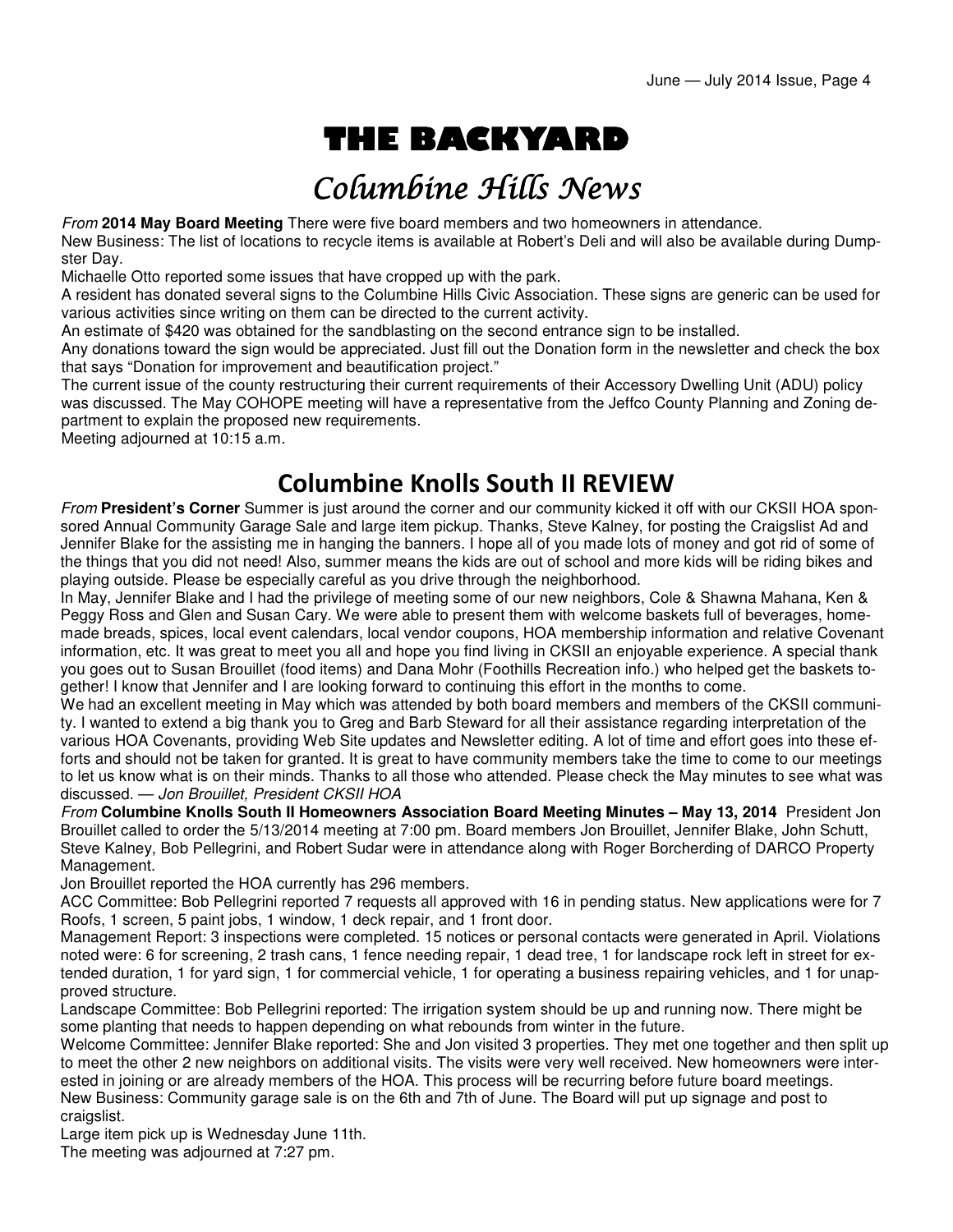# THE BACKYARD

## Columbine Hills News

*From* **2014 May Board Meeting** There were five board members and two homeowners in attendance.

New Business: The list of locations to recycle items is available at Robert's Deli and will also be available during Dumpster Day.

Michaelle Otto reported some issues that have cropped up with the park.

A resident has donated several signs to the Columbine Hills Civic Association. These signs are generic can be used for various activities since writing on them can be directed to the current activity.

An estimate of $420 was obtained for the sandblasting on the second entrance sign to be installed.

Any donations toward the sign would be appreciated. Just fill out the Donation form in the newsletter and check the box that says "Donation for improvement and beautification project."

The current issue of the county restructuring their current requirements of their Accessory Dwelling Unit (ADU) policy was discussed. The May COHOPE meeting will have a representative from the Jeffco County Planning and Zoning department to explain the proposed new requirements.

Meeting adjourned at 10:15 a.m.

## Columbine Knolls South II REVIEW

*From* **President's Corner** Summer is just around the corner and our community kicked it off with our CKSII HOA sponsored Annual Community Garage Sale and large item pickup. Thanks, Steve Kalney, for posting the Craigslist Ad and Jennifer Blake for the assisting me in hanging the banners. I hope all of you made lots of money and got rid of some of the things that you did not need! Also, summer means the kids are out of school and more kids will be riding bikes and playing outside. Please be especially careful as you drive through the neighborhood.

In May, Jennifer Blake and I had the privilege of meeting some of our new neighbors, Cole & Shawna Mahana, Ken & Peggy Ross and Glen and Susan Cary. We were able to present them with welcome baskets full of beverages, homemade breads, spices, local event calendars, local vendor coupons, HOA membership information and relative Covenant information, etc. It was great to meet you all and hope you find living in CKSII an enjoyable experience. A special thank you goes out to Susan Brouillet (food items) and Dana Mohr (Foothills Recreation info.) who helped get the baskets together! I know that Jennifer and I are looking forward to continuing this effort in the months to come.

We had an excellent meeting in May which was attended by both board members and members of the CKSII community. I wanted to extend a big thank you to Greg and Barb Steward for all their assistance regarding interpretation of the various HOA Covenants, providing Web Site updates and Newsletter editing. A lot of time and effort goes into these efforts and should not be taken for granted. It is great to have community members take the time to come to our meetings to let us know what is on their minds. Thanks to all those who attended. Please check the May minutes to see what was discussed. — *Jon Brouillet, President CKSII HOA*

*From* **Columbine Knolls South II Homeowners Association Board Meeting Minutes – May 13, 2014** President Jon Brouillet called to order the 5/13/2014 meeting at 7:00 pm. Board members Jon Brouillet, Jennifer Blake, John Schutt, Steve Kalney, Bob Pellegrini, and Robert Sudar were in attendance along with Roger Borcherding of DARCO Property Management.

Jon Brouillet reported the HOA currently has 296 members.

ACC Committee: Bob Pellegrini reported 7 requests all approved with 16 in pending status. New applications were for 7 Roofs, 1 screen, 5 paint jobs, 1 window, 1 deck repair, and 1 front door.

Management Report: 3 inspections were completed. 15 notices or personal contacts were generated in April. Violations noted were: 6 for screening, 2 trash cans, 1 fence needing repair, 1 dead tree, 1 for landscape rock left in street for extended duration, 1 for yard sign, 1 for commercial vehicle, 1 for operating a business repairing vehicles, and 1 for unapproved structure.

Landscape Committee: Bob Pellegrini reported: The irrigation system should be up and running now. There might be some planting that needs to happen depending on what rebounds from winter in the future.

Welcome Committee: Jennifer Blake reported: She and Jon visited 3 properties. They met one together and then split up to meet the other 2 new neighbors on additional visits. The visits were very well received. New homeowners were interested in joining or are already members of the HOA. This process will be recurring before future board meetings.

New Business: Community garage sale is on the 6th and 7th of June. The Board will put up signage and post to craigslist.

Large item pick up is Wednesday June 11th.

The meeting was adjourned at 7:27 pm.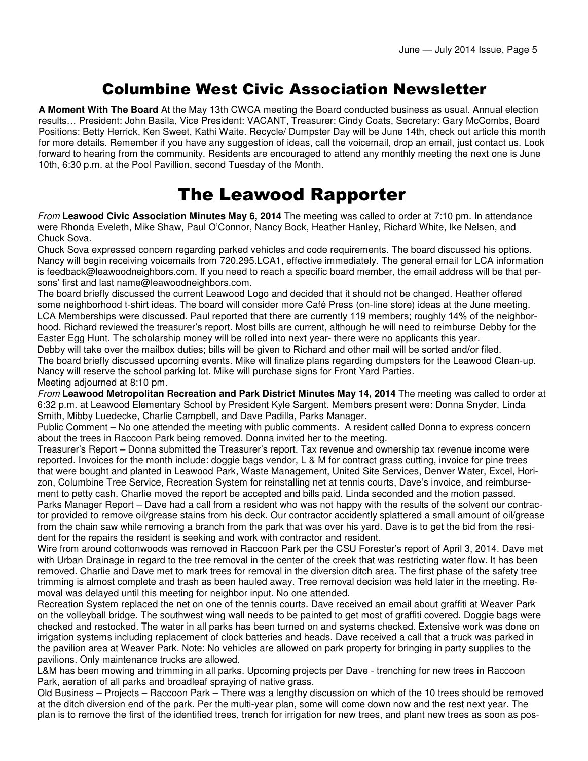# Columbine West Civic Association Newsletter

**A Moment With The Board** At the May 13th CWCA meeting the Board conducted business as usual. Annual election results… President: John Basila, Vice President: VACANT, Treasurer: Cindy Coats, Secretary: Gary McCombs, Board Positions: Betty Herrick, Ken Sweet, Kathi Waite. Recycle/ Dumpster Day will be June 14th, check out article this month for more details. Remember if you have any suggestion of ideas, call the voicemail, drop an email, just contact us. Look forward to hearing from the community. Residents are encouraged to attend any monthly meeting the next one is June 10th, 6:30 p.m. at the Pool Pavillion, second Tuesday of the Month.

# The Leawood Rapporter

*From* **Leawood Civic Association Minutes May 6, 2014** The meeting was called to order at 7:10 pm. In attendance were Rhonda Eveleth, Mike Shaw, Paul O'Connor, Nancy Bock, Heather Hanley, Richard White, Ike Nelsen, and Chuck Sova.

Chuck Sova expressed concern regarding parked vehicles and code requirements. The board discussed his options. Nancy will begin receiving voicemails from 720.295.LCA1, effective immediately. The general email for LCA information is feedback@leawoodneighbors.com. If you need to reach a specific board member, the email address will be that persons' first and last name@leawoodneighbors.com.

The board briefly discussed the current Leawood Logo and decided that it should not be changed. Heather offered some neighborhood t-shirt ideas. The board will consider more Café Press (on-line store) ideas at the June meeting. LCA Memberships were discussed. Paul reported that there are currently 119 members; roughly 14% of the neighborhood. Richard reviewed the treasurer's report. Most bills are current, although he will need to reimburse Debby for the Easter Egg Hunt. The scholarship money will be rolled into next year- there were no applicants this year.

Debby will take over the mailbox duties; bills will be given to Richard and other mail will be sorted and/or filed.

The board briefly discussed upcoming events. Mike will finalize plans regarding dumpsters for the Leawood Clean-up. Nancy will reserve the school parking lot. Mike will purchase signs for Front Yard Parties.

Meeting adjourned at 8:10 pm.

*From* **Leawood Metropolitan Recreation and Park District Minutes May 14, 2014** The meeting was called to order at 6:32 p.m. at Leawood Elementary School by President Kyle Sargent. Members present were: Donna Snyder, Linda Smith, Mibby Luedecke, Charlie Campbell, and Dave Padilla, Parks Manager.

Public Comment – No one attended the meeting with public comments. A resident called Donna to express concern about the trees in Raccoon Park being removed. Donna invited her to the meeting.

Treasurer's Report – Donna submitted the Treasurer's report. Tax revenue and ownership tax revenue income were reported. Invoices for the month include: doggie bags vendor, L & M for contract grass cutting, invoice for pine trees that were bought and planted in Leawood Park, Waste Management, United Site Services, Denver Water, Excel, Horizon, Columbine Tree Service, Recreation System for reinstalling net at tennis courts, Dave's invoice, and reimbursement to petty cash. Charlie moved the report be accepted and bills paid. Linda seconded and the motion passed.

Parks Manager Report – Dave had a call from a resident who was not happy with the results of the solvent our contractor provided to remove oil/grease stains from his deck. Our contractor accidently splattered a small amount of oil/grease from the chain saw while removing a branch from the park that was over his yard. Dave is to get the bid from the resident for the repairs the resident is seeking and work with contractor and resident.

Wire from around cottonwoods was removed in Raccoon Park per the CSU Forester's report of April 3, 2014. Dave met with Urban Drainage in regard to the tree removal in the center of the creek that was restricting water flow. It has been removed. Charlie and Dave met to mark trees for removal in the diversion ditch area. The first phase of the safety tree trimming is almost complete and trash as been hauled away. Tree removal decision was held later in the meeting. Removal was delayed until this meeting for neighbor input. No one attended.

Recreation System replaced the net on one of the tennis courts. Dave received an email about graffiti at Weaver Park on the volleyball bridge. The southwest wing wall needs to be painted to get most of graffiti covered. Doggie bags were checked and restocked. The water in all parks has been turned on and systems checked. Extensive work was done on irrigation systems including replacement of clock batteries and heads. Dave received a call that a truck was parked in the pavilion area at Weaver Park. Note: No vehicles are allowed on park property for bringing in party supplies to the pavilions. Only maintenance trucks are allowed.

L&M has been mowing and trimming in all parks. Upcoming projects per Dave - trenching for new trees in Raccoon Park, aeration of all parks and broadleaf spraying of native grass.

Old Business – Projects – Raccoon Park – There was a lengthy discussion on which of the 10 trees should be removed at the ditch diversion end of the park. Per the multi-year plan, some will come down now and the rest next year. The plan is to remove the first of the identified trees, trench for irrigation for new trees, and plant new trees as soon as pos-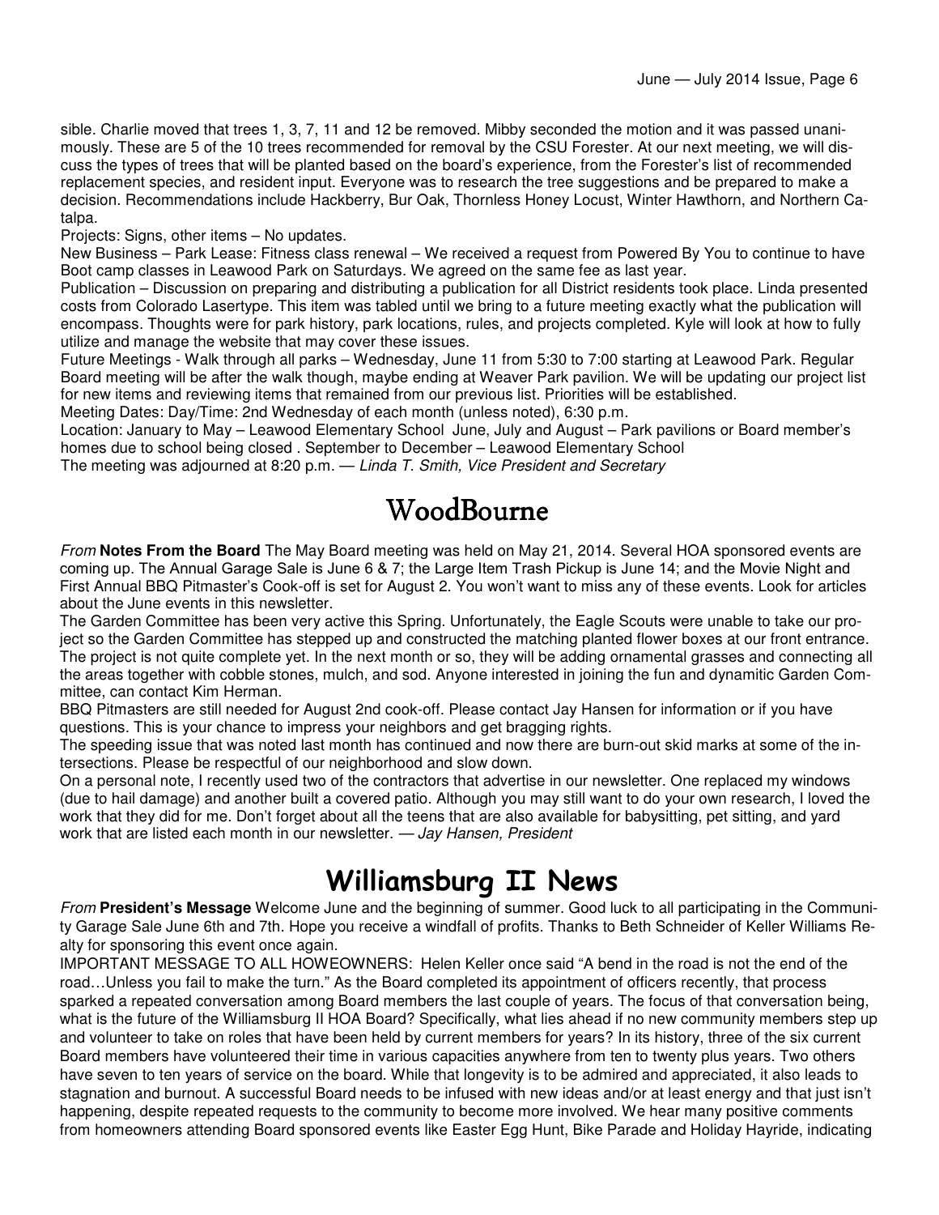sible. Charlie moved that trees 1, 3, 7, 11 and 12 be removed. Mibby seconded the motion and it was passed unanimously. These are 5 of the 10 trees recommended for removal by the CSU Forester. At our next meeting, we will discuss the types of trees that will be planted based on the board's experience, from the Forester's list of recommended replacement species, and resident input. Everyone was to research the tree suggestions and be prepared to make a decision. Recommendations include Hackberry, Bur Oak, Thornless Honey Locust, Winter Hawthorn, and Northern Catalpa.

Projects: Signs, other items – No updates.

New Business – Park Lease: Fitness class renewal – We received a request from Powered By You to continue to have Boot camp classes in Leawood Park on Saturdays. We agreed on the same fee as last year.

Publication – Discussion on preparing and distributing a publication for all District residents took place. Linda presented costs from Colorado Lasertype. This item was tabled until we bring to a future meeting exactly what the publication will encompass. Thoughts were for park history, park locations, rules, and projects completed. Kyle will look at how to fully utilize and manage the website that may cover these issues.

Future Meetings - Walk through all parks – Wednesday, June 11 from 5:30 to 7:00 starting at Leawood Park. Regular Board meeting will be after the walk though, maybe ending at Weaver Park pavilion. We will be updating our project list for new items and reviewing items that remained from our previous list. Priorities will be established.

Meeting Dates: Day/Time: 2nd Wednesday of each month (unless noted), 6:30 p.m.

Location: January to May – Leawood Elementary School June, July and August – Park pavilions or Board member's homes due to school being closed . September to December – Leawood Elementary School

The meeting was adjourned at 8:20 p.m. — *Linda T. Smith, Vice President and Secretary*

# WoodBourne

*From* **Notes From the Board** The May Board meeting was held on May 21, 2014. Several HOA sponsored events are coming up. The Annual Garage Sale is June 6 & 7; the Large Item Trash Pickup is June 14; and the Movie Night and First Annual BBQ Pitmaster's Cook-off is set for August 2. You won't want to miss any of these events. Look for articles about the June events in this newsletter.

The Garden Committee has been very active this Spring. Unfortunately, the Eagle Scouts were unable to take our project so the Garden Committee has stepped up and constructed the matching planted flower boxes at our front entrance. The project is not quite complete yet. In the next month or so, they will be adding ornamental grasses and connecting all the areas together with cobble stones, mulch, and sod. Anyone interested in joining the fun and dynamitic Garden Committee, can contact Kim Herman.

BBQ Pitmasters are still needed for August 2nd cook-off. Please contact Jay Hansen for information or if you have questions. This is your chance to impress your neighbors and get bragging rights.

The speeding issue that was noted last month has continued and now there are burn-out skid marks at some of the intersections. Please be respectful of our neighborhood and slow down.

On a personal note, I recently used two of the contractors that advertise in our newsletter. One replaced my windows (due to hail damage) and another built a covered patio. Although you may still want to do your own research, I loved the work that they did for me. Don't forget about all the teens that are also available for babysitting, pet sitting, and yard work that are listed each month in our newsletter. — *Jay Hansen, President*

# Williamsburg II News

*From* **President's Message** Welcome June and the beginning of summer. Good luck to all participating in the Community Garage Sale June 6th and 7th. Hope you receive a windfall of profits. Thanks to Beth Schneider of Keller Williams Realty for sponsoring this event once again.

IMPORTANT MESSAGE TO ALL HOWEOWNERS: Helen Keller once said "A bend in the road is not the end of the road…Unless you fail to make the turn." As the Board completed its appointment of officers recently, that process sparked a repeated conversation among Board members the last couple of years. The focus of that conversation being, what is the future of the Williamsburg II HOA Board? Specifically, what lies ahead if no new community members step up and volunteer to take on roles that have been held by current members for years? In its history, three of the six current Board members have volunteered their time in various capacities anywhere from ten to twenty plus years. Two others have seven to ten years of service on the board. While that longevity is to be admired and appreciated, it also leads to stagnation and burnout. A successful Board needs to be infused with new ideas and/or at least energy and that just isn't happening, despite repeated requests to the community to become more involved. We hear many positive comments from homeowners attending Board sponsored events like Easter Egg Hunt, Bike Parade and Holiday Hayride, indicating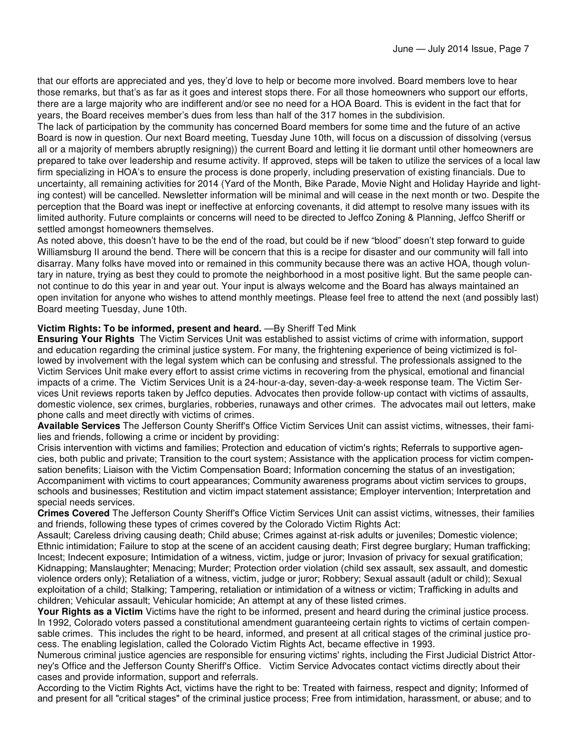that our efforts are appreciated and yes, they'd love to help or become more involved. Board members love to hear those remarks, but that's as far as it goes and interest stops there. For all those homeowners who support our efforts, there are a large majority who are indifferent and/or see no need for a HOA Board. This is evident in the fact that for years, the Board receives member's dues from less than half of the 317 homes in the subdivision.

The lack of participation by the community has concerned Board members for some time and the future of an active Board is now in question. Our next Board meeting, Tuesday June 10th, will focus on a discussion of dissolving (versus all or a majority of members abruptly resigning)) the current Board and letting it lie dormant until other homeowners are prepared to take over leadership and resume activity. If approved, steps will be taken to utilize the services of a local law firm specializing in HOA's to ensure the process is done properly, including preservation of existing financials. Due to uncertainty, all remaining activities for 2014 (Yard of the Month, Bike Parade, Movie Night and Holiday Hayride and lighting contest) will be cancelled. Newsletter information will be minimal and will cease in the next month or two. Despite the perception that the Board was inept or ineffective at enforcing covenants, it did attempt to resolve many issues with its limited authority. Future complaints or concerns will need to be directed to Jeffco Zoning & Planning, Jeffco Sheriff or settled amongst homeowners themselves.

As noted above, this doesn't have to be the end of the road, but could be if new "blood" doesn't step forward to guide Williamsburg II around the bend. There will be concern that this is a recipe for disaster and our community will fall into disarray. Many folks have moved into or remained in this community because there was an active HOA, though voluntary in nature, trying as best they could to promote the neighborhood in a most positive light. But the same people cannot continue to do this year in and year out. Your input is always welcome and the Board has always maintained an open invitation for anyone who wishes to attend monthly meetings. Please feel free to attend the next (and possibly last) Board meeting Tuesday, June 10th.

**Victim Rights: To be informed, present and heard.** —By Sheriff Ted Mink

**Ensuring Your Rights** The Victim Services Unit was established to assist victims of crime with information, support and education regarding the criminal justice system. For many, the frightening experience of being victimized is followed by involvement with the legal system which can be confusing and stressful. The professionals assigned to the Victim Services Unit make every effort to assist crime victims in recovering from the physical, emotional and financial impacts of a crime. The Victim Services Unit is a 24-hour-a-day, seven-day-a-week response team. The Victim Services Unit reviews reports taken by Jeffco deputies. Advocates then provide follow-up contact with victims of assaults, domestic violence, sex crimes, burglaries, robberies, runaways and other crimes. The advocates mail out letters, make phone calls and meet directly with victims of crimes.

**Available Services** The Jefferson County Sheriff's Office Victim Services Unit can assist victims, witnesses, their families and friends, following a crime or incident by providing:

Crisis intervention with victims and families; Protection and education of victim's rights; Referrals to supportive agencies, both public and private; Transition to the court system; Assistance with the application process for victim compensation benefits; Liaison with the Victim Compensation Board; Information concerning the status of an investigation; Accompaniment with victims to court appearances; Community awareness programs about victim services to groups, schools and businesses; Restitution and victim impact statement assistance; Employer intervention; Interpretation and special needs services.

**Crimes Covered** The Jefferson County Sheriff's Office Victim Services Unit can assist victims, witnesses, their families and friends, following these types of crimes covered by the Colorado Victim Rights Act:

Assault; Careless driving causing death; Child abuse; Crimes against at-risk adults or juveniles; Domestic violence; Ethnic intimidation; Failure to stop at the scene of an accident causing death; First degree burglary; Human trafficking; Incest; Indecent exposure; Intimidation of a witness, victim, judge or juror; Invasion of privacy for sexual gratification; Kidnapping; Manslaughter; Menacing; Murder; Protection order violation (child sex assault, sex assault, and domestic violence orders only); Retaliation of a witness, victim, judge or juror; Robbery; Sexual assault (adult or child); Sexual exploitation of a child; Stalking; Tampering, retaliation or intimidation of a witness or victim; Trafficking in adults and children; Vehicular assault; Vehicular homicide; An attempt at any of these listed crimes.

**Your Rights as a Victim** Victims have the right to be informed, present and heard during the criminal justice process. In 1992, Colorado voters passed a constitutional amendment guaranteeing certain rights to victims of certain compensable crimes. This includes the right to be heard, informed, and present at all critical stages of the criminal justice process. The enabling legislation, called the Colorado Victim Rights Act, became effective in 1993.

Numerous criminal justice agencies are responsible for ensuring victims' rights, including the First Judicial District Attorney's Office and the Jefferson County Sheriff's Office. Victim Service Advocates contact victims directly about their cases and provide information, support and referrals.

According to the Victim Rights Act, victims have the right to be: Treated with fairness, respect and dignity; Informed of and present for all "critical stages" of the criminal justice process; Free from intimidation, harassment, or abuse; and to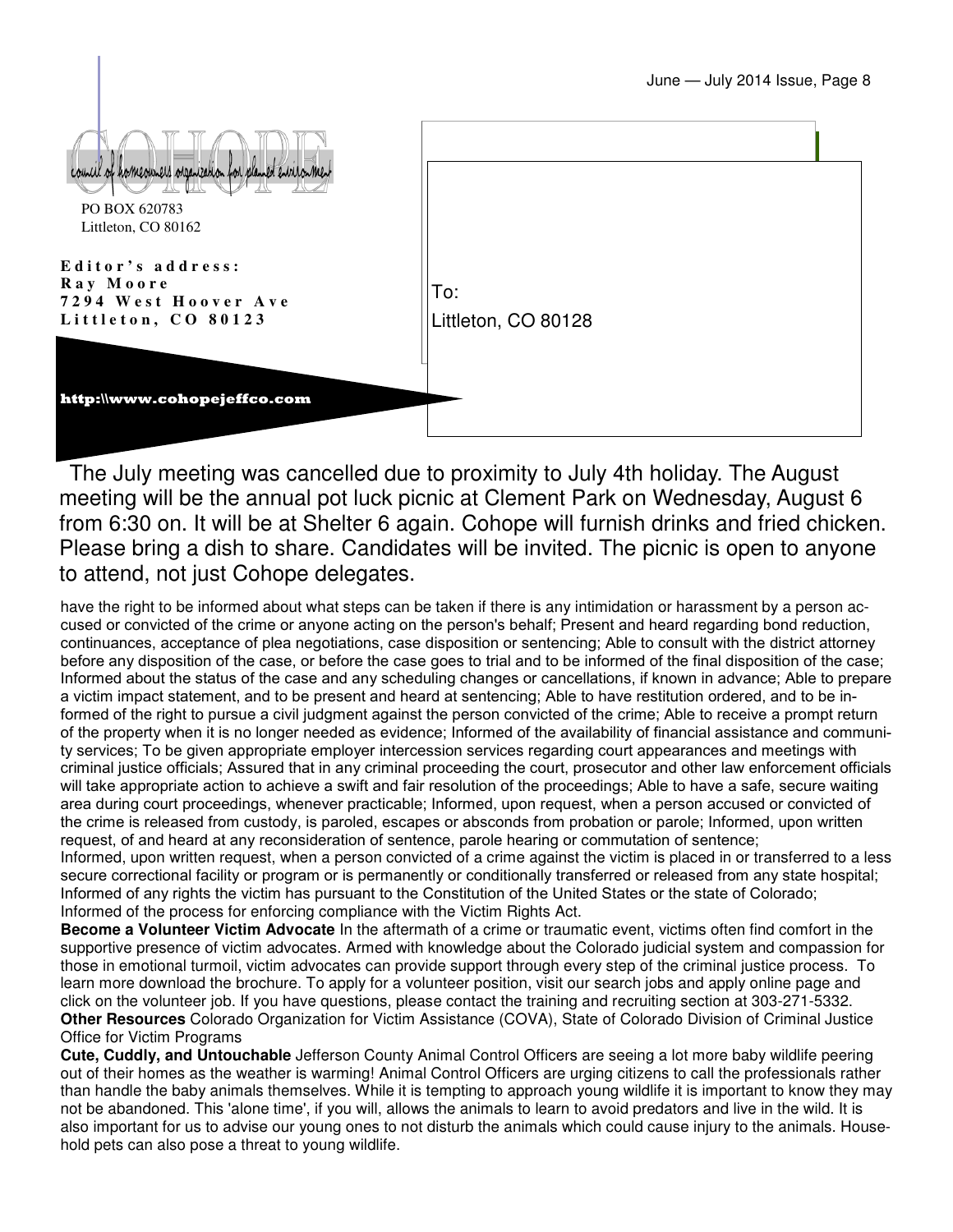COHOPE

council of homeowners organization for planned environment

PO BOX 620783
Littleton, CO 80162

**Editor's address:**
**Ray Moore**
**7294 West Hoover Ave**
**Littleton, CO 80123**

**http:\\www.cohopejeffco.com**

To:
Littleton, CO 80128

The July meeting was cancelled due to proximity to July 4th holiday. The August meeting will be the annual pot luck picnic at Clement Park on Wednesday, August 6 from 6:30 on. It will be at Shelter 6 again. Cohope will furnish drinks and fried chicken. Please bring a dish to share. Candidates will be invited. The picnic is open to anyone to attend, not just Cohope delegates.

have the right to be informed about what steps can be taken if there is any intimidation or harassment by a person accused or convicted of the crime or anyone acting on the person's behalf; Present and heard regarding bond reduction, continuances, acceptance of plea negotiations, case disposition or sentencing; Able to consult with the district attorney before any disposition of the case, or before the case goes to trial and to be informed of the final disposition of the case; Informed about the status of the case and any scheduling changes or cancellations, if known in advance; Able to prepare a victim impact statement, and to be present and heard at sentencing; Able to have restitution ordered, and to be informed of the right to pursue a civil judgment against the person convicted of the crime; Able to receive a prompt return of the property when it is no longer needed as evidence; Informed of the availability of financial assistance and community services; To be given appropriate employer intercession services regarding court appearances and meetings with criminal justice officials; Assured that in any criminal proceeding the court, prosecutor and other law enforcement officials will take appropriate action to achieve a swift and fair resolution of the proceedings; Able to have a safe, secure waiting area during court proceedings, whenever practicable; Informed, upon request, when a person accused or convicted of the crime is released from custody, is paroled, escapes or absconds from probation or parole; Informed, upon written request, of and heard at any reconsideration of sentence, parole hearing or commutation of sentence;
Informed, upon written request, when a person convicted of a crime against the victim is placed in or transferred to a less secure correctional facility or program or is permanently or conditionally transferred or released from any state hospital; Informed of any rights the victim has pursuant to the Constitution of the United States or the state of Colorado; Informed of the process for enforcing compliance with the Victim Rights Act.

**Become a Volunteer Victim Advocate** In the aftermath of a crime or traumatic event, victims often find comfort in the supportive presence of victim advocates. Armed with knowledge about the Colorado judicial system and compassion for those in emotional turmoil, victim advocates can provide support through every step of the criminal justice process. To learn more download the brochure. To apply for a volunteer position, visit our search jobs and apply online page and click on the volunteer job. If you have questions, please contact the training and recruiting section at 303-271-5332.
**Other Resources** Colorado Organization for Victim Assistance (COVA), State of Colorado Division of Criminal Justice Office for Victim Programs

**Cute, Cuddly, and Untouchable** Jefferson County Animal Control Officers are seeing a lot more baby wildlife peering out of their homes as the weather is warming! Animal Control Officers are urging citizens to call the professionals rather than handle the baby animals themselves. While it is tempting to approach young wildlife it is important to know they may not be abandoned. This 'alone time', if you will, allows the animals to learn to avoid predators and live in the wild. It is also important for us to advise our young ones to not disturb the animals which could cause injury to the animals. Household pets can also pose a threat to young wildlife.